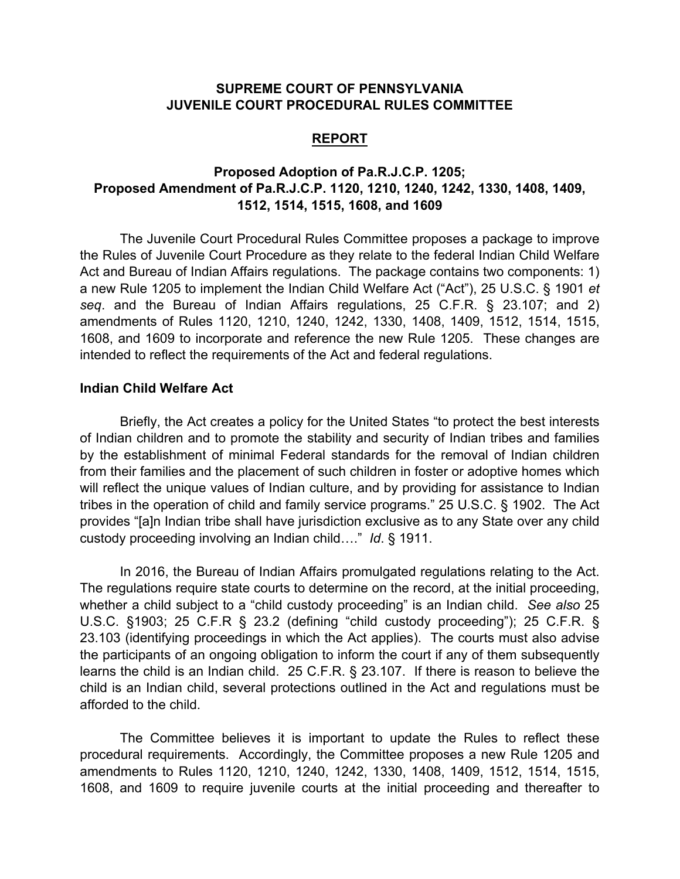**SUPREME COURT OF PENNSYLVANIA**
**JUVENILE COURT PROCEDURAL RULES COMMITTEE**

# REPORT

## Proposed Adoption of Pa.R.J.C.P. 1205; Proposed Amendment of Pa.R.J.C.P. 1120, 1210, 1240, 1242, 1330, 1408, 1409, 1512, 1514, 1515, 1608, and 1609

The Juvenile Court Procedural Rules Committee proposes a package to improve the Rules of Juvenile Court Procedure as they relate to the federal Indian Child Welfare Act and Bureau of Indian Affairs regulations. The package contains two components: 1) a new Rule 1205 to implement the Indian Child Welfare Act ("Act"), 25 U.S.C. § 1901 *et seq*. and the Bureau of Indian Affairs regulations, 25 C.F.R. § 23.107; and 2) amendments of Rules 1120, 1210, 1240, 1242, 1330, 1408, 1409, 1512, 1514, 1515, 1608, and 1609 to incorporate and reference the new Rule 1205. These changes are intended to reflect the requirements of the Act and federal regulations.

### Indian Child Welfare Act

Briefly, the Act creates a policy for the United States "to protect the best interests of Indian children and to promote the stability and security of Indian tribes and families by the establishment of minimal Federal standards for the removal of Indian children from their families and the placement of such children in foster or adoptive homes which will reflect the unique values of Indian culture, and by providing for assistance to Indian tribes in the operation of child and family service programs." 25 U.S.C. § 1902. The Act provides "[a]n Indian tribe shall have jurisdiction exclusive as to any State over any child custody proceeding involving an Indian child…." *Id*. § 1911.

In 2016, the Bureau of Indian Affairs promulgated regulations relating to the Act. The regulations require state courts to determine on the record, at the initial proceeding, whether a child subject to a "child custody proceeding" is an Indian child. *See also* 25 U.S.C. §1903; 25 C.F.R § 23.2 (defining "child custody proceeding"); 25 C.F.R. § 23.103 (identifying proceedings in which the Act applies). The courts must also advise the participants of an ongoing obligation to inform the court if any of them subsequently learns the child is an Indian child. 25 C.F.R. § 23.107. If there is reason to believe the child is an Indian child, several protections outlined in the Act and regulations must be afforded to the child.

The Committee believes it is important to update the Rules to reflect these procedural requirements. Accordingly, the Committee proposes a new Rule 1205 and amendments to Rules 1120, 1210, 1240, 1242, 1330, 1408, 1409, 1512, 1514, 1515, 1608, and 1609 to require juvenile courts at the initial proceeding and thereafter to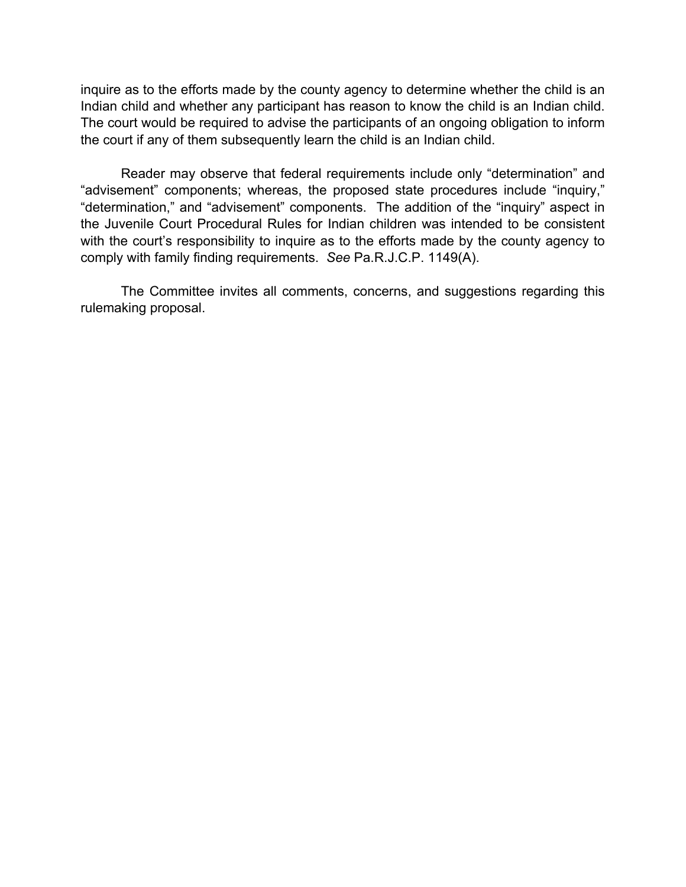inquire as to the efforts made by the county agency to determine whether the child is an Indian child and whether any participant has reason to know the child is an Indian child. The court would be required to advise the participants of an ongoing obligation to inform the court if any of them subsequently learn the child is an Indian child.

Reader may observe that federal requirements include only "determination" and "advisement" components; whereas, the proposed state procedures include "inquiry," "determination," and "advisement" components. The addition of the "inquiry" aspect in the Juvenile Court Procedural Rules for Indian children was intended to be consistent with the court's responsibility to inquire as to the efforts made by the county agency to comply with family finding requirements. *See* Pa.R.J.C.P. 1149(A).

The Committee invites all comments, concerns, and suggestions regarding this rulemaking proposal.